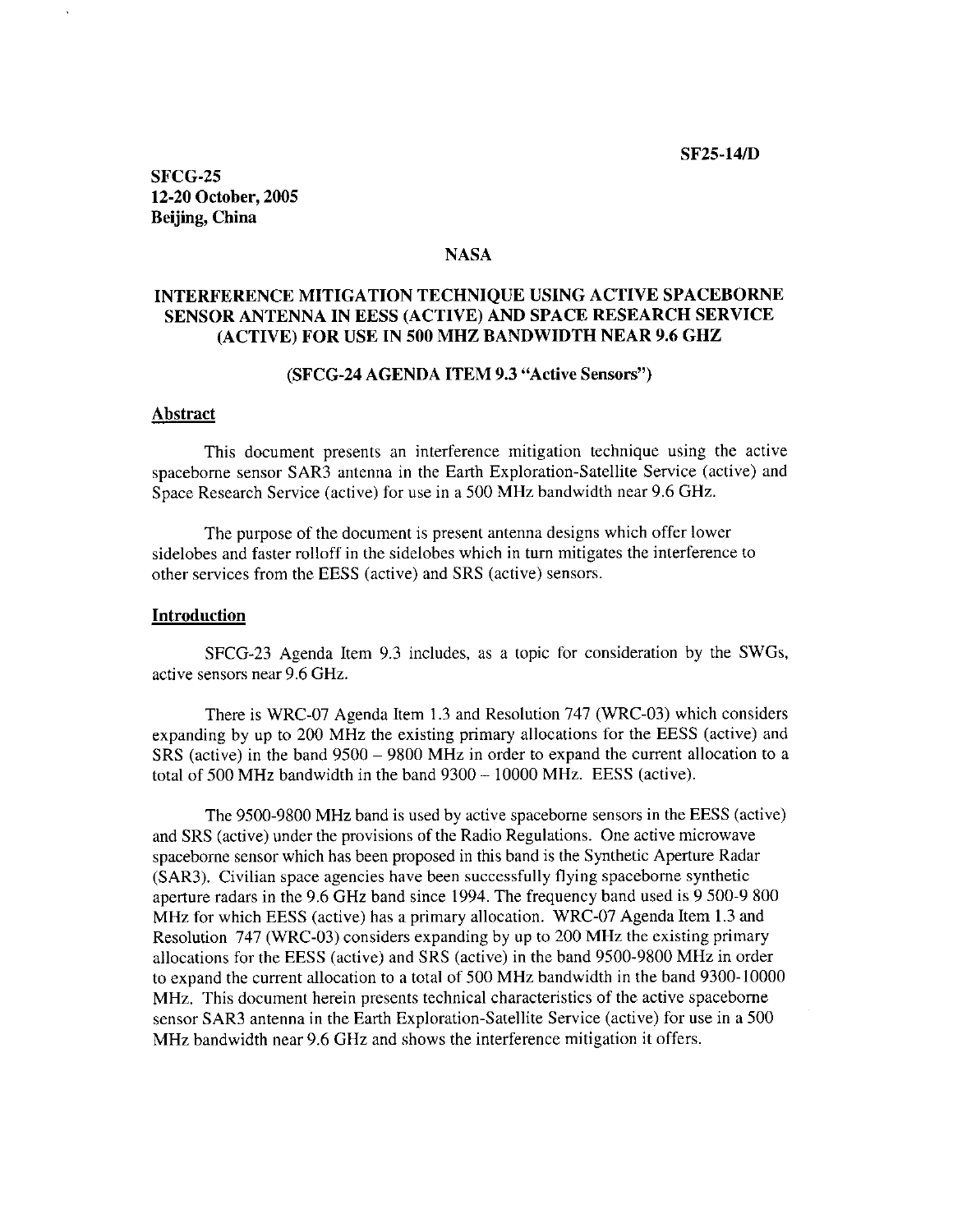SF25-14/D

**SFCG-25**
**12-20 October, 2005**
**Beijing, China**

**NASA**

# INTERFERENCE MITIGATION TECHNIQUE USING ACTIVE SPACEBORNE SENSOR ANTENNA IN EESS (ACTIVE) AND SPACE RESEARCH SERVICE (ACTIVE) FOR USE IN 500 MHZ BANDWIDTH NEAR 9.6 GHZ

**(SFCG-24 AGENDA ITEM 9.3 "Active Sensors")**

## Abstract

This document presents an interference mitigation technique using the active spaceborne sensor SAR3 antenna in the Earth Exploration-Satellite Service (active) and Space Research Service (active) for use in a 500 MHz bandwidth near 9.6 GHz.

The purpose of the document is present antenna designs which offer lower sidelobes and faster rolloff in the sidelobes which in turn mitigates the interference to other services from the EESS (active) and SRS (active) sensors.

## Introduction

SFCG-23 Agenda Item 9.3 includes, as a topic for consideration by the SWGs, active sensors near 9.6 GHz.

There is WRC-07 Agenda Item 1.3 and Resolution 747 (WRC-03) which considers expanding by up to 200 MHz the existing primary allocations for the EESS (active) and SRS (active) in the band 9500 – 9800 MHz in order to expand the current allocation to a total of 500 MHz bandwidth in the band 9300 – 10000 MHz. EESS (active).

The 9500-9800 MHz band is used by active spaceborne sensors in the EESS (active) and SRS (active) under the provisions of the Radio Regulations. One active microwave spaceborne sensor which has been proposed in this band is the Synthetic Aperture Radar (SAR3). Civilian space agencies have been successfully flying spaceborne synthetic aperture radars in the 9.6 GHz band since 1994. The frequency band used is 9 500-9 800 MHz for which EESS (active) has a primary allocation. WRC-07 Agenda Item 1.3 and Resolution 747 (WRC-03) considers expanding by up to 200 MHz the existing primary allocations for the EESS (active) and SRS (active) in the band 9500-9800 MHz in order to expand the current allocation to a total of 500 MHz bandwidth in the band 9300-10000 MHz. This document herein presents technical characteristics of the active spaceborne sensor SAR3 antenna in the Earth Exploration-Satellite Service (active) for use in a 500 MHz bandwidth near 9.6 GHz and shows the interference mitigation it offers.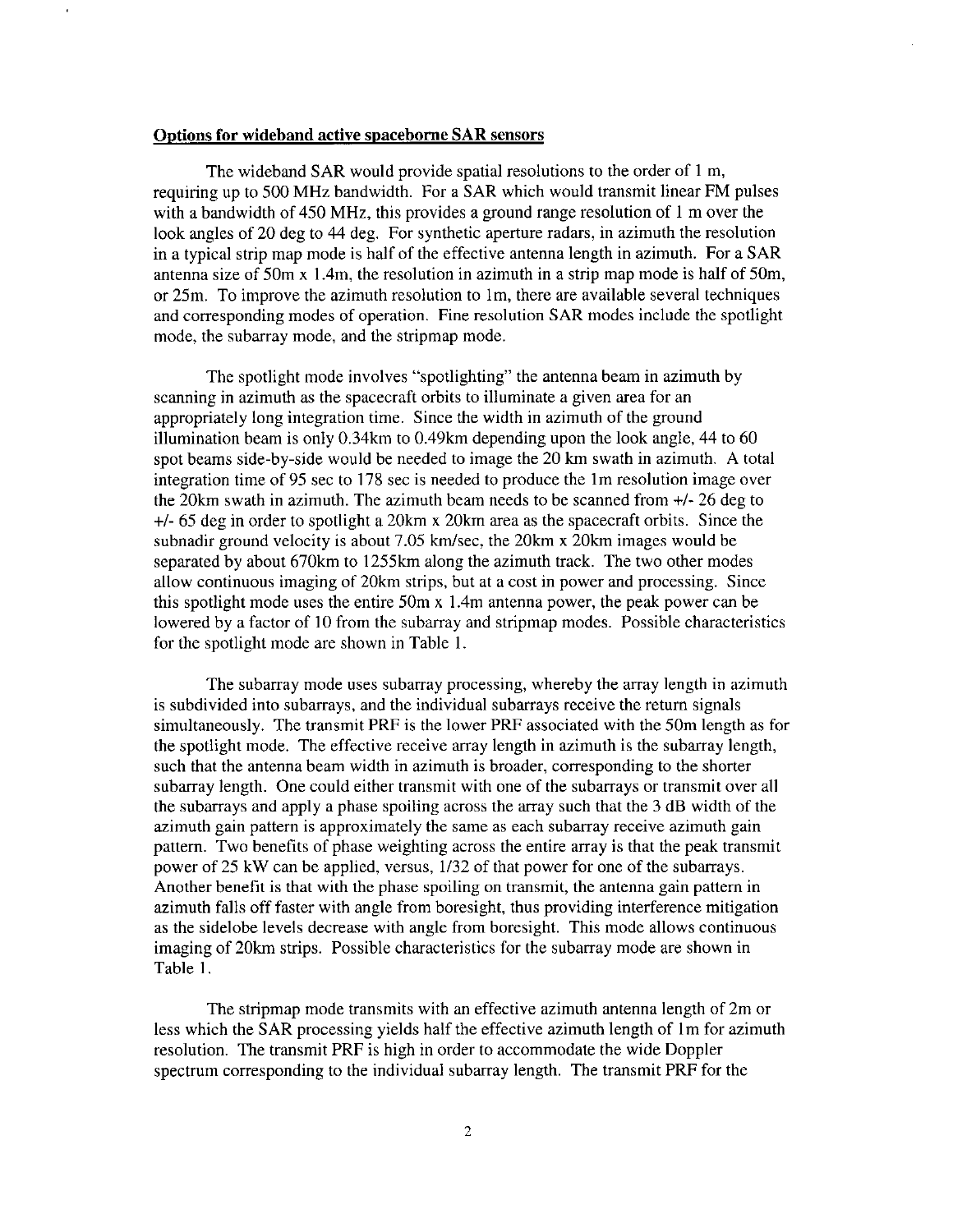**Options for wideband active spaceborne SAR sensors**

The wideband SAR would provide spatial resolutions to the order of 1 m, requiring up to 500 MHz bandwidth. For a SAR which would transmit linear FM pulses with a bandwidth of 450 MHz, this provides a ground range resolution of 1 m over the look angles of 20 deg to 44 deg. For synthetic aperture radars, in azimuth the resolution in a typical strip map mode is half of the effective antenna length in azimuth. For a SAR antenna size of 50m x 1.4m, the resolution in azimuth in a strip map mode is half of 50m, or 25m. To improve the azimuth resolution to 1m, there are available several techniques and corresponding modes of operation. Fine resolution SAR modes include the spotlight mode, the subarray mode, and the stripmap mode.

The spotlight mode involves "spotlighting" the antenna beam in azimuth by scanning in azimuth as the spacecraft orbits to illuminate a given area for an appropriately long integration time. Since the width in azimuth of the ground illumination beam is only 0.34km to 0.49km depending upon the look angle, 44 to 60 spot beams side-by-side would be needed to image the 20 km swath in azimuth. A total integration time of 95 sec to 178 sec is needed to produce the 1m resolution image over the 20km swath in azimuth. The azimuth beam needs to be scanned from +/- 26 deg to +/- 65 deg in order to spotlight a 20km x 20km area as the spacecraft orbits. Since the subnadir ground velocity is about 7.05 km/sec, the 20km x 20km images would be separated by about 670km to 1255km along the azimuth track. The two other modes allow continuous imaging of 20km strips, but at a cost in power and processing. Since this spotlight mode uses the entire 50m x 1.4m antenna power, the peak power can be lowered by a factor of 10 from the subarray and stripmap modes. Possible characteristics for the spotlight mode are shown in Table 1.

The subarray mode uses subarray processing, whereby the array length in azimuth is subdivided into subarrays, and the individual subarrays receive the return signals simultaneously. The transmit PRF is the lower PRF associated with the 50m length as for the spotlight mode. The effective receive array length in azimuth is the subarray length, such that the antenna beam width in azimuth is broader, corresponding to the shorter subarray length. One could either transmit with one of the subarrays or transmit over all the subarrays and apply a phase spoiling across the array such that the 3 dB width of the azimuth gain pattern is approximately the same as each subarray receive azimuth gain pattern. Two benefits of phase weighting across the entire array is that the peak transmit power of 25 kW can be applied, versus, 1/32 of that power for one of the subarrays. Another benefit is that with the phase spoiling on transmit, the antenna gain pattern in azimuth falls off faster with angle from boresight, thus providing interference mitigation as the sidelobe levels decrease with angle from boresight. This mode allows continuous imaging of 20km strips. Possible characteristics for the subarray mode are shown in Table 1.

The stripmap mode transmits with an effective azimuth antenna length of 2m or less which the SAR processing yields half the effective azimuth length of 1m for azimuth resolution. The transmit PRF is high in order to accommodate the wide Doppler spectrum corresponding to the individual subarray length. The transmit PRF for the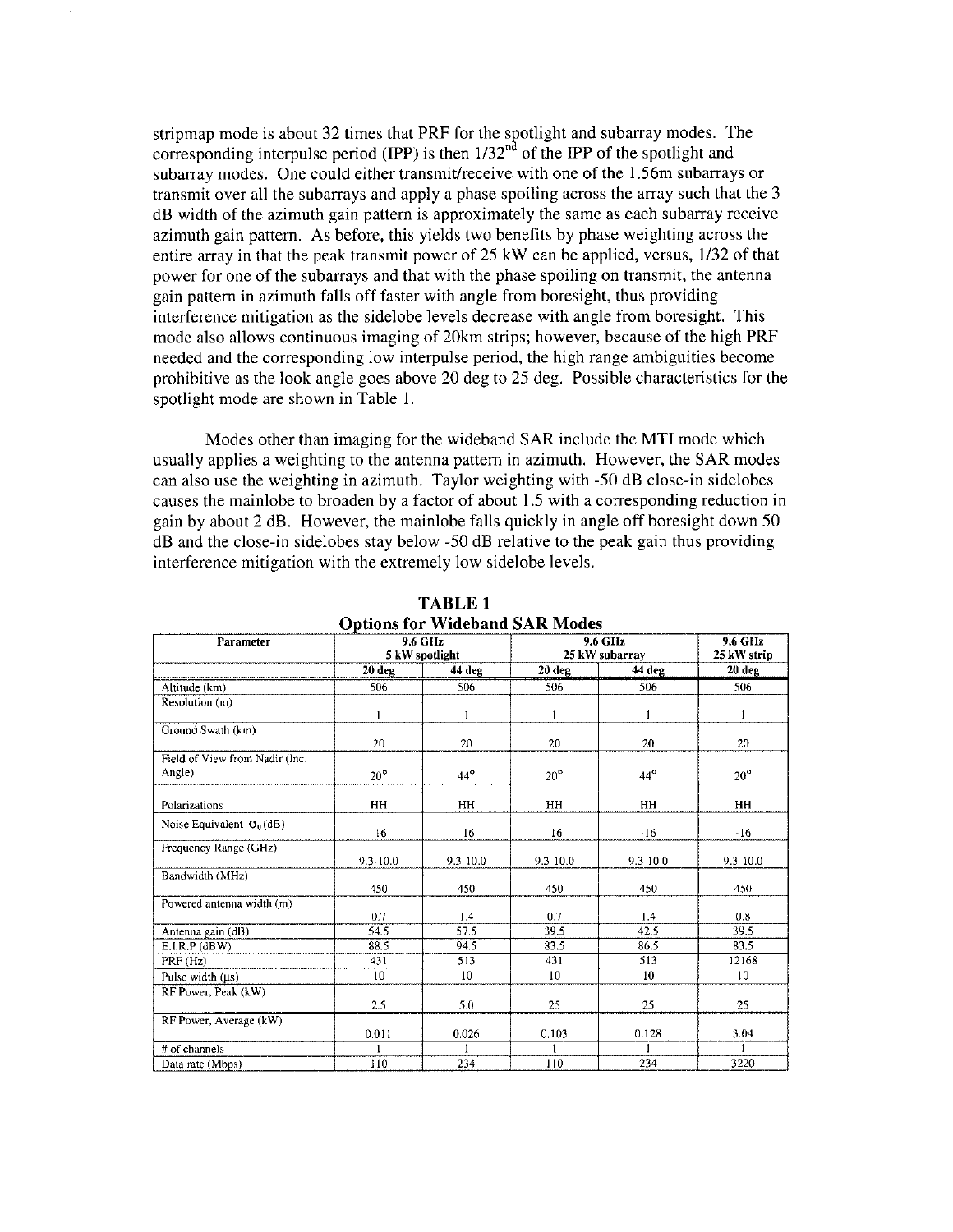stripmap mode is about 32 times that PRF for the spotlight and subarray modes. The corresponding interpulse period (IPP) is then 1/32nd of the IPP of the spotlight and subarray modes. One could either transmit/receive with one of the 1.56m subarrays or transmit over all the subarrays and apply a phase spoiling across the array such that the 3 dB width of the azimuth gain pattern is approximately the same as each subarray receive azimuth gain pattern. As before, this yields two benefits by phase weighting across the entire array in that the peak transmit power of 25 kW can be applied, versus, 1/32 of that power for one of the subarrays and that with the phase spoiling on transmit, the antenna gain pattern in azimuth falls off faster with angle from boresight, thus providing interference mitigation as the sidelobe levels decrease with angle from boresight. This mode also allows continuous imaging of 20km strips; however, because of the high PRF needed and the corresponding low interpulse period, the high range ambiguities become prohibitive as the look angle goes above 20 deg to 25 deg. Possible characteristics for the spotlight mode are shown in Table 1.

Modes other than imaging for the wideband SAR include the MTI mode which usually applies a weighting to the antenna pattern in azimuth. However, the SAR modes can also use the weighting in azimuth. Taylor weighting with -50 dB close-in sidelobes causes the mainlobe to broaden by a factor of about 1.5 with a corresponding reduction in gain by about 2 dB. However, the mainlobe falls quickly in angle off boresight down 50 dB and the close-in sidelobes stay below -50 dB relative to the peak gain thus providing interference mitigation with the extremely low sidelobe levels.

**TABLE 1**
**Options for Wideband SAR Modes**

| Parameter | 9.6 GHz 5 kW spotlight | | 9.6 GHz 25 kW subarray | | 9.6 GHz 25 kW strip |
|---|---|---|---|---|---|
| | 20 deg | 44 deg | 20 deg | 44 deg | 20 deg |
| Altitude (km) | 506 | 506 | 506 | 506 | 506 |
| Resolution (m) | 1 | 1 | 1 | 1 | 1 |
| Ground Swath (km) | 20 | 20 | 20 | 20 | 20 |
| Field of View from Nadir (Inc. Angle) | 20° | 44° | 20° | 44° | 20° |
| Polarizations | HH | HH | HH | HH | HH |
| Noise Equivalent $\sigma_0$ (dB) | -16 | -16 | -16 | -16 | -16 |
| Frequency Range (GHz) | 9.3-10.0 | 9.3-10.0 | 9.3-10.0 | 9.3-10.0 | 9.3-10.0 |
| Bandwidth (MHz) | 450 | 450 | 450 | 450 | 450 |
| Powered antenna width (m) | 0.7 | 1.4 | 0.7 | 1.4 | 0.8 |
| Antenna gain (dB) | 54.5 | 57.5 | 39.5 | 42.5 | 39.5 |
| E.I.R.P (dBW) | 88.5 | 94.5 | 83.5 | 86.5 | 83.5 |
| PRF (Hz) | 431 | 513 | 431 | 513 | 12168 |
| Pulse width (μs) | 10 | 10 | 10 | 10 | 10 |
| RF Power, Peak (kW) | 2.5 | 5.0 | 25 | 25 | 25 |
| RF Power, Average (kW) | 0.011 | 0.026 | 0.103 | 0.128 | 3.04 |
| # of channels | 1 | 1 | 1 | 1 | 1 |
| Data rate (Mbps) | 110 | 234 | 110 | 234 | 3220 |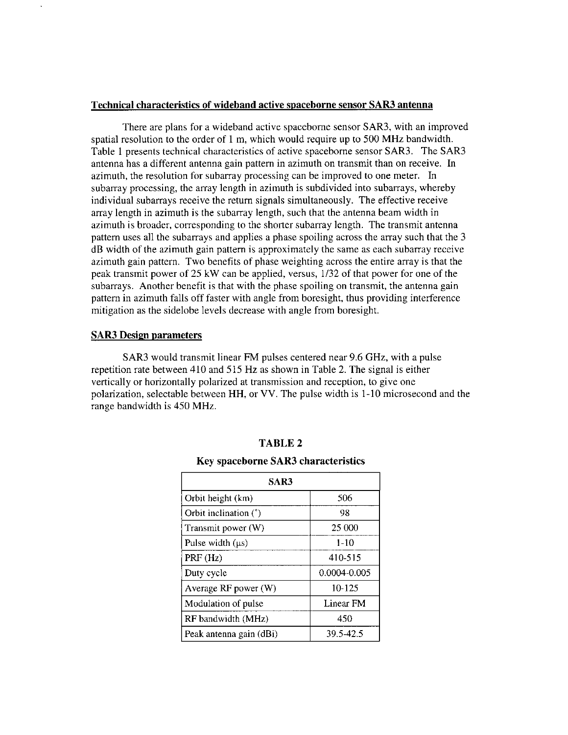**Technical characteristics of wideband active spaceborne sensor SAR3 antenna**

There are plans for a wideband active spaceborne sensor SAR3, with an improved spatial resolution to the order of 1 m, which would require up to 500 MHz bandwidth. Table 1 presents technical characteristics of active spaceborne sensor SAR3. The SAR3 antenna has a different antenna gain pattern in azimuth on transmit than on receive. In azimuth, the resolution for subarray processing can be improved to one meter. In subarray processing, the array length in azimuth is subdivided into subarrays, whereby individual subarrays receive the return signals simultaneously. The effective receive array length in azimuth is the subarray length, such that the antenna beam width in azimuth is broader, corresponding to the shorter subarray length. The transmit antenna pattern uses all the subarrays and applies a phase spoiling across the array such that the 3 dB width of the azimuth gain pattern is approximately the same as each subarray receive azimuth gain pattern. Two benefits of phase weighting across the entire array is that the peak transmit power of 25 kW can be applied, versus, 1/32 of that power for one of the subarrays. Another benefit is that with the phase spoiling on transmit, the antenna gain pattern in azimuth falls off faster with angle from boresight, thus providing interference mitigation as the sidelobe levels decrease with angle from boresight.

**SAR3 Design parameters**

SAR3 would transmit linear FM pulses centered near 9.6 GHz, with a pulse repetition rate between 410 and 515 Hz as shown in Table 2. The signal is either vertically or horizontally polarized at transmission and reception, to give one polarization, selectable between HH, or VV. The pulse width is 1-10 microsecond and the range bandwidth is 450 MHz.

**TABLE 2**

**Key spaceborne SAR3 characteristics**

| SAR3 | |
|---|---|
| Orbit height (km) | 506 |
| Orbit inclination (°) | 98 |
| Transmit power (W) | 25 000 |
| Pulse width (μs) | 1-10 |
| PRF (Hz) | 410-515 |
| Duty cycle | 0.0004-0.005 |
| Average RF power (W) | 10-125 |
| Modulation of pulse | Linear FM |
| RF bandwidth (MHz) | 450 |
| Peak antenna gain (dBi) | 39.5-42.5 |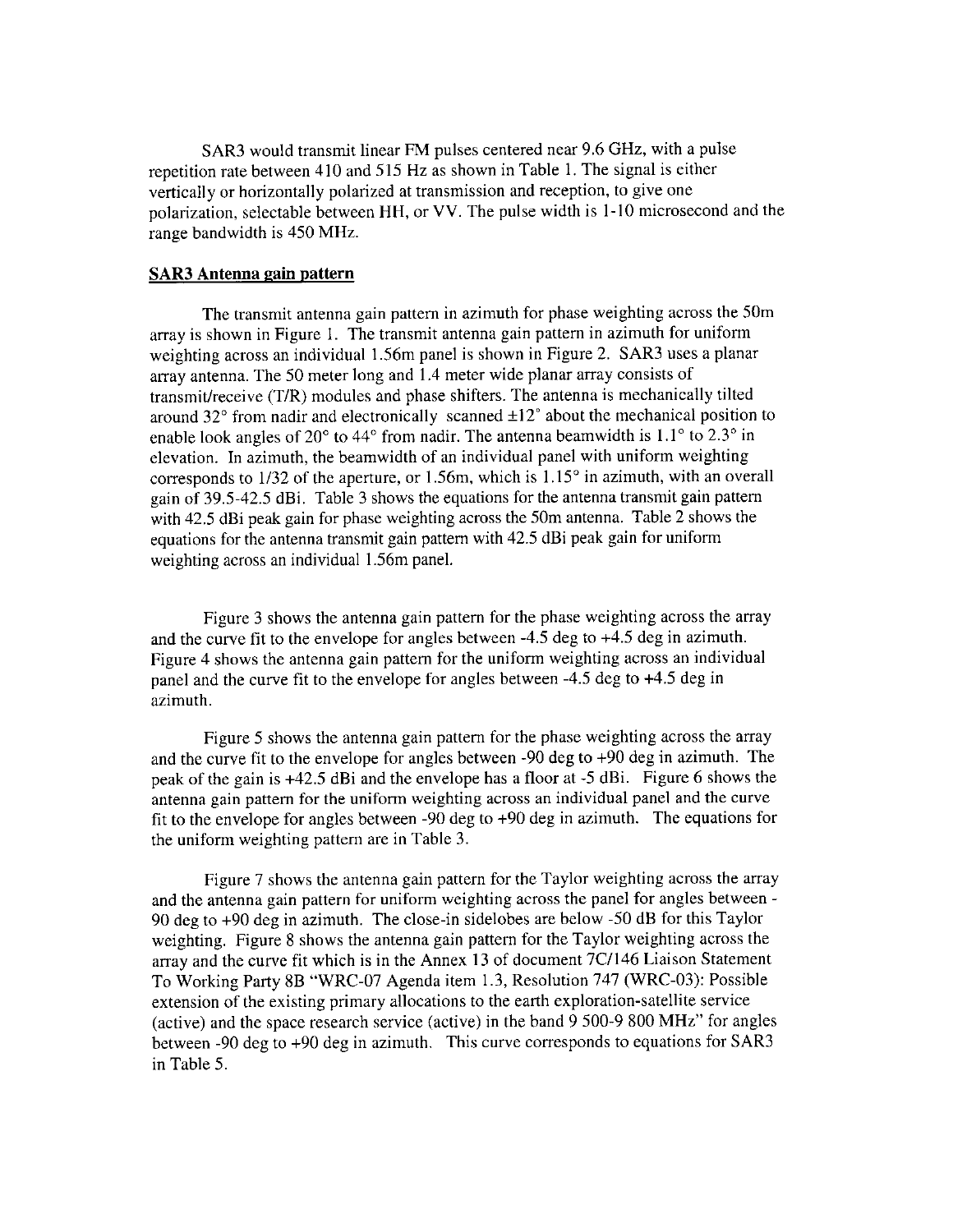SAR3 would transmit linear FM pulses centered near 9.6 GHz, with a pulse repetition rate between 410 and 515 Hz as shown in Table 1. The signal is either vertically or horizontally polarized at transmission and reception, to give one polarization, selectable between HH, or VV. The pulse width is 1-10 microsecond and the range bandwidth is 450 MHz.

## SAR3 Antenna gain pattern

The transmit antenna gain pattern in azimuth for phase weighting across the 50m array is shown in Figure 1. The transmit antenna gain pattern in azimuth for uniform weighting across an individual 1.56m panel is shown in Figure 2. SAR3 uses a planar array antenna. The 50 meter long and 1.4 meter wide planar array consists of transmit/receive (T/R) modules and phase shifters. The antenna is mechanically tilted around 32° from nadir and electronically scanned ±12° about the mechanical position to enable look angles of 20° to 44° from nadir. The antenna beamwidth is 1.1° to 2.3° in elevation. In azimuth, the beamwidth of an individual panel with uniform weighting corresponds to 1/32 of the aperture, or 1.56m, which is 1.15° in azimuth, with an overall gain of 39.5-42.5 dBi. Table 3 shows the equations for the antenna transmit gain pattern with 42.5 dBi peak gain for phase weighting across the 50m antenna. Table 2 shows the equations for the antenna transmit gain pattern with 42.5 dBi peak gain for uniform weighting across an individual 1.56m panel.

Figure 3 shows the antenna gain pattern for the phase weighting across the array and the curve fit to the envelope for angles between -4.5 deg to +4.5 deg in azimuth. Figure 4 shows the antenna gain pattern for the uniform weighting across an individual panel and the curve fit to the envelope for angles between -4.5 deg to +4.5 deg in azimuth.

Figure 5 shows the antenna gain pattern for the phase weighting across the array and the curve fit to the envelope for angles between -90 deg to +90 deg in azimuth. The peak of the gain is +42.5 dBi and the envelope has a floor at -5 dBi. Figure 6 shows the antenna gain pattern for the uniform weighting across an individual panel and the curve fit to the envelope for angles between -90 deg to +90 deg in azimuth. The equations for the uniform weighting pattern are in Table 3.

Figure 7 shows the antenna gain pattern for the Taylor weighting across the array and the antenna gain pattern for uniform weighting across the panel for angles between -90 deg to +90 deg in azimuth. The close-in sidelobes are below -50 dB for this Taylor weighting. Figure 8 shows the antenna gain pattern for the Taylor weighting across the array and the curve fit which is in the Annex 13 of document 7C/146 Liaison Statement To Working Party 8B "WRC-07 Agenda item 1.3, Resolution 747 (WRC-03): Possible extension of the existing primary allocations to the earth exploration-satellite service (active) and the space research service (active) in the band 9 500-9 800 MHz" for angles between -90 deg to +90 deg in azimuth. This curve corresponds to equations for SAR3 in Table 5.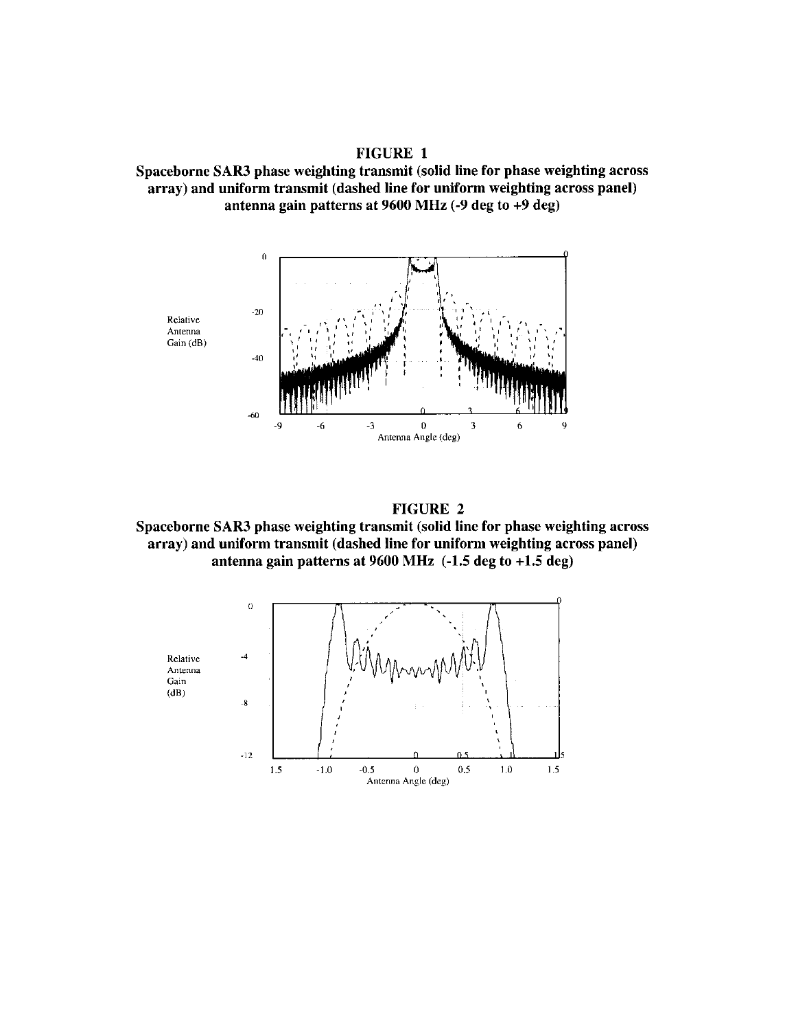**FIGURE 1**

**Spaceborne SAR3 phase weighting transmit (solid line for phase weighting across array) and uniform transmit (dashed line for uniform weighting across panel) antenna gain patterns at 9600 MHz (-9 deg to +9 deg)**

**FIGURE 2**

**Spaceborne SAR3 phase weighting transmit (solid line for phase weighting across array) and uniform transmit (dashed line for uniform weighting across panel) antenna gain patterns at 9600 MHz (-1.5 deg to +1.5 deg)**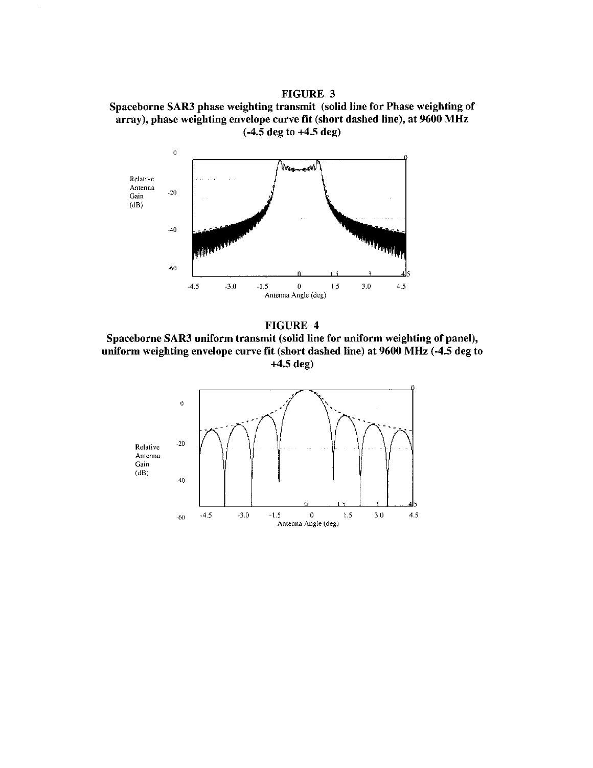**FIGURE 3**

**Spaceborne SAR3 phase weighting transmit (solid line for Phase weighting of array), phase weighting envelope curve fit (short dashed line), at 9600 MHz (-4.5 deg to +4.5 deg)**

**FIGURE 4**

**Spaceborne SAR3 uniform transmit (solid line for uniform weighting of panel), uniform weighting envelope curve fit (short dashed line) at 9600 MHz (-4.5 deg to +4.5 deg)**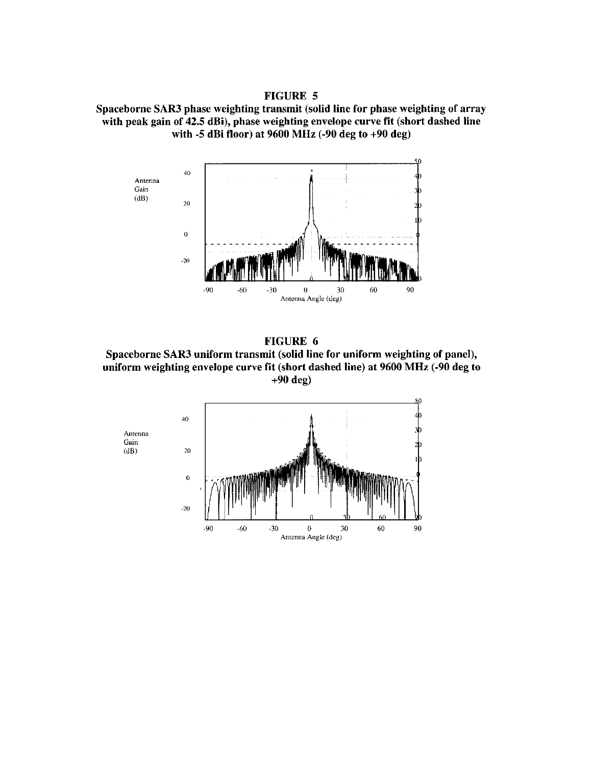**FIGURE 5**

**Spaceborne SAR3 phase weighting transmit (solid line for phase weighting of array with peak gain of 42.5 dBi), phase weighting envelope curve fit (short dashed line with -5 dBi floor) at 9600 MHz (-90 deg to +90 deg)**

**FIGURE 6**

**Spaceborne SAR3 uniform transmit (solid line for uniform weighting of panel), uniform weighting envelope curve fit (short dashed line) at 9600 MHz (-90 deg to +90 deg)**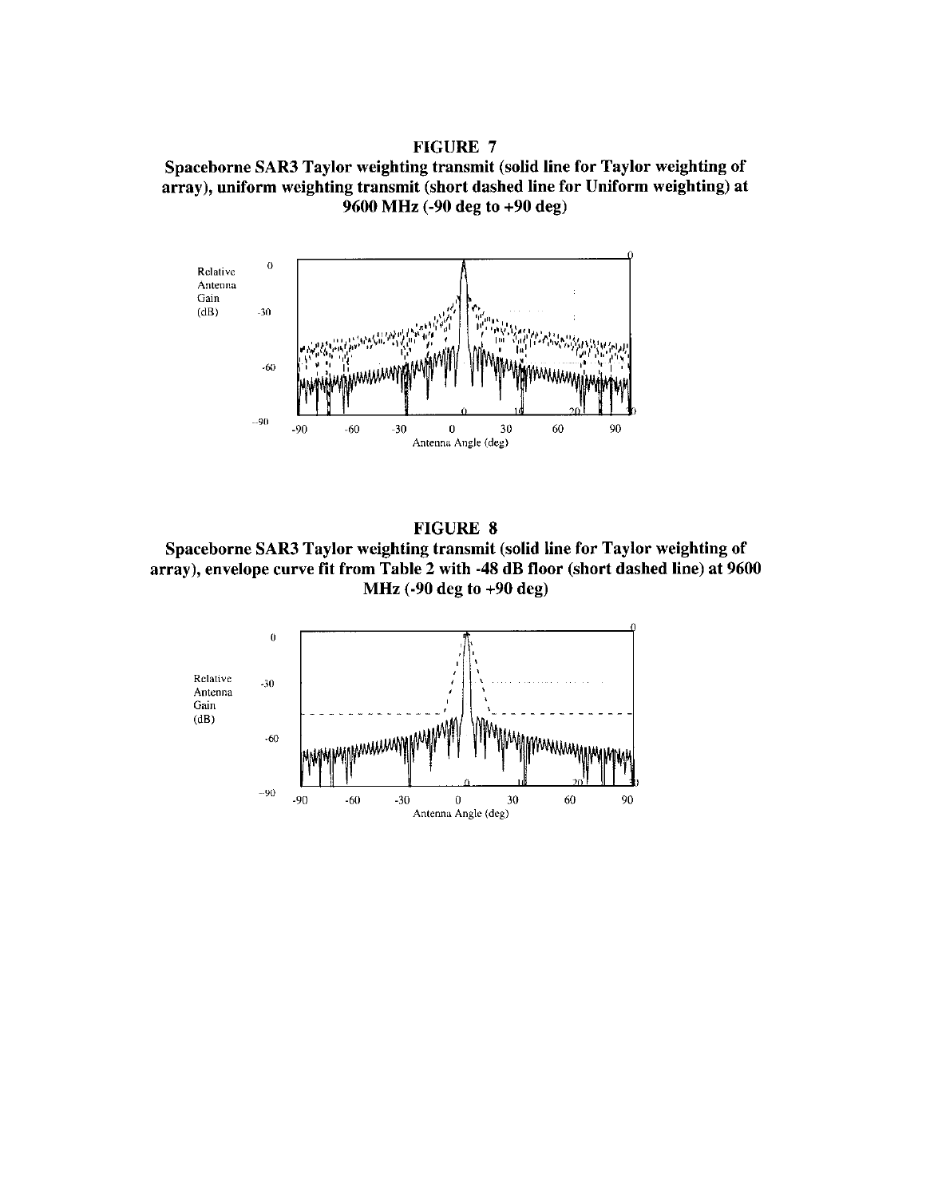**FIGURE 7**

**Spaceborne SAR3 Taylor weighting transmit (solid line for Taylor weighting of array), uniform weighting transmit (short dashed line for Uniform weighting) at 9600 MHz (-90 deg to +90 deg)**

**FIGURE 8**

**Spaceborne SAR3 Taylor weighting transmit (solid line for Taylor weighting of array), envelope curve fit from Table 2 with -48 dB floor (short dashed line) at 9600 MHz (-90 deg to +90 deg)**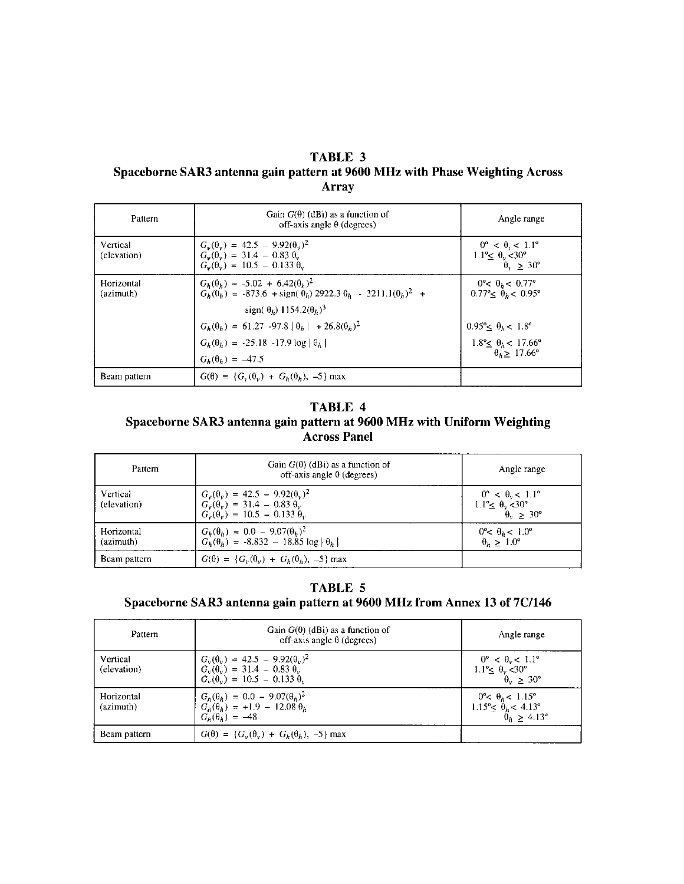## TABLE 3
## Spaceborne SAR3 antenna gain pattern at 9600 MHz with Phase Weighting Across Array

| Pattern | Gain $G(\theta)$ (dBi) as a function of off-axis angle $\theta$ (degrees) | Angle range |
|---|---|---|
| Vertical (elevation) | $G_v(\theta_v) = 42.5 - 9.92(\theta_v)^2$<br>$G_v(\theta_v) = 31.4 - 0.83\ \theta_v$<br>$G_v(\theta_v) = 10.5 - 0.133\ \theta_v$ | $0° < \theta_v < 1.1°$<br>$1.1° \leq \theta_v < 30°$<br>$\theta_v \geq 30°$ |
| Horizontal (azimuth) | $G_h(\theta_h) = -5.02 + 6.42(\theta_h)^2$<br>$G_h(\theta_h) = -873.6 + \text{sign}(\theta_h)\ 2922.3\ \theta_h - 3211.1(\theta_h)^2 + \text{sign}(\theta_h)\ 1154.2(\theta_h)^3$<br>$G_h(\theta_h) = 61.27 - 97.8\ \lvert\theta_h\rvert + 26.8(\theta_h)^2$<br>$G_h(\theta_h) = -25.18 - 17.9 \log \lvert\theta_h\rvert$<br>$G_h(\theta_h) = -47.5$ | $0° < \theta_h < 0.77°$<br>$0.77° \leq \theta_h < 0.95°$<br><br>$0.95° \leq \theta_h < 1.8°$<br>$1.8° \leq \theta_h < 17.66°$<br>$\theta_h \geq 17.66°$ |
| Beam pattern | $G(\theta) = \{G_v(\theta_v) + G_h(\theta_h), -5\}\ \max$ | |

## TABLE 4
## Spaceborne SAR3 antenna gain pattern at 9600 MHz with Uniform Weighting Across Panel

| Pattern | Gain $G(\theta)$ (dBi) as a function of off-axis angle $\theta$ (degrees) | Angle range |
|---|---|---|
| Vertical (elevation) | $G_v(\theta_v) = 42.5 - 9.92(\theta_v)^2$<br>$G_v(\theta_v) = 31.4 - 0.83\ \theta_v$<br>$G_v(\theta_v) = 10.5 - 0.133\ \theta_v$ | $0° < \theta_v < 1.1°$<br>$1.1° \leq \theta_v < 30°$<br>$\theta_v \geq 30°$ |
| Horizontal (azimuth) | $G_h(\theta_h) = 0.0 - 9.07(\theta_h)^2$<br>$G_h(\theta_h) = -8.832 - 18.85 \log \lvert\theta_h\rvert$ | $0° < \theta_h < 1.0°$<br>$\theta_h \geq 1.0°$ |
| Beam pattern | $G(\theta) = \{G_v(\theta_v) + G_h(\theta_h), -5\}\ \max$ | |

## TABLE 5
## Spaceborne SAR3 antenna gain pattern at 9600 MHz from Annex 13 of 7C/146

| Pattern | Gain $G(\theta)$ (dBi) as a function of off-axis angle $\theta$ (degrees) | Angle range |
|---|---|---|
| Vertical (elevation) | $G_v(\theta_v) = 42.5 - 9.92(\theta_v)^2$<br>$G_v(\theta_v) = 31.4 - 0.83\ \theta_v$<br>$G_v(\theta_v) = 10.5 - 0.133\ \theta_v$ | $0° < \theta_v < 1.1°$<br>$1.1° \leq \theta_v < 30°$<br>$\theta_v \geq 30°$ |
| Horizontal (azimuth) | $G_h(\theta_h) = 0.0 - 9.07(\theta_h)^2$<br>$G_h(\theta_h) = +1.9 - 12.08\ \theta_h$<br>$G_h(\theta_h) = -48$ | $0° < \theta_h < 1.15°$<br>$1.15° \leq \theta_h < 4.13°$<br>$\theta_h \geq 4.13°$ |
| Beam pattern | $G(\theta) = \{G_v(\theta_v) + G_h(\theta_h), -5\}\ \max$ | |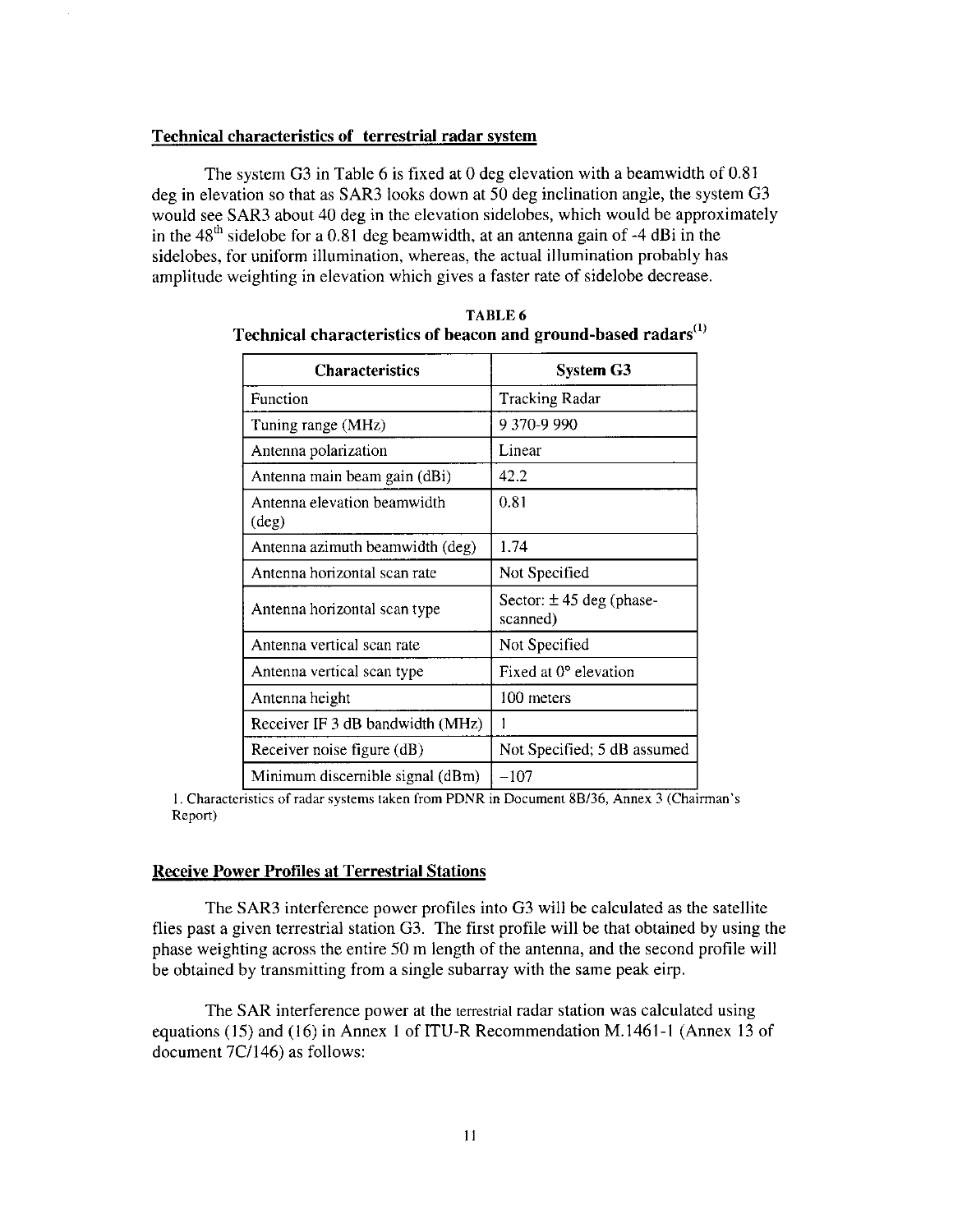## Technical characteristics of terrestrial radar system

The system G3 in Table 6 is fixed at 0 deg elevation with a beamwidth of 0.81 deg in elevation so that as SAR3 looks down at 50 deg inclination angle, the system G3 would see SAR3 about 40 deg in the elevation sidelobes, which would be approximately in the 48th sidelobe for a 0.81 deg beamwidth, at an antenna gain of -4 dBi in the sidelobes, for uniform illumination, whereas, the actual illumination probably has amplitude weighting in elevation which gives a faster rate of sidelobe decrease.

**TABLE 6**
**Technical characteristics of beacon and ground-based radars[1]**

| Characteristics | System G3 |
|---|---|
| Function | Tracking Radar |
| Tuning range (MHz) | 9 370-9 990 |
| Antenna polarization | Linear |
| Antenna main beam gain (dBi) | 42.2 |
| Antenna elevation beamwidth (deg) | 0.81 |
| Antenna azimuth beamwidth (deg) | 1.74 |
| Antenna horizontal scan rate | Not Specified |
| Antenna horizontal scan type | Sector: ± 45 deg (phase-scanned) |
| Antenna vertical scan rate | Not Specified |
| Antenna vertical scan type | Fixed at 0° elevation |
| Antenna height | 100 meters |
| Receiver IF 3 dB bandwidth (MHz) | 1 |
| Receiver noise figure (dB) | Not Specified; 5 dB assumed |
| Minimum discernible signal (dBm) | −107 |

1. Characteristics of radar systems taken from PDNR in Document 8B/36, Annex 3 (Chairman's Report)

## Receive Power Profiles at Terrestrial Stations

The SAR3 interference power profiles into G3 will be calculated as the satellite flies past a given terrestrial station G3. The first profile will be that obtained by using the phase weighting across the entire 50 m length of the antenna, and the second profile will be obtained by transmitting from a single subarray with the same peak eirp.

The SAR interference power at the terrestrial radar station was calculated using equations (15) and (16) in Annex 1 of ITU-R Recommendation M.1461-1 (Annex 13 of document 7C/146) as follows: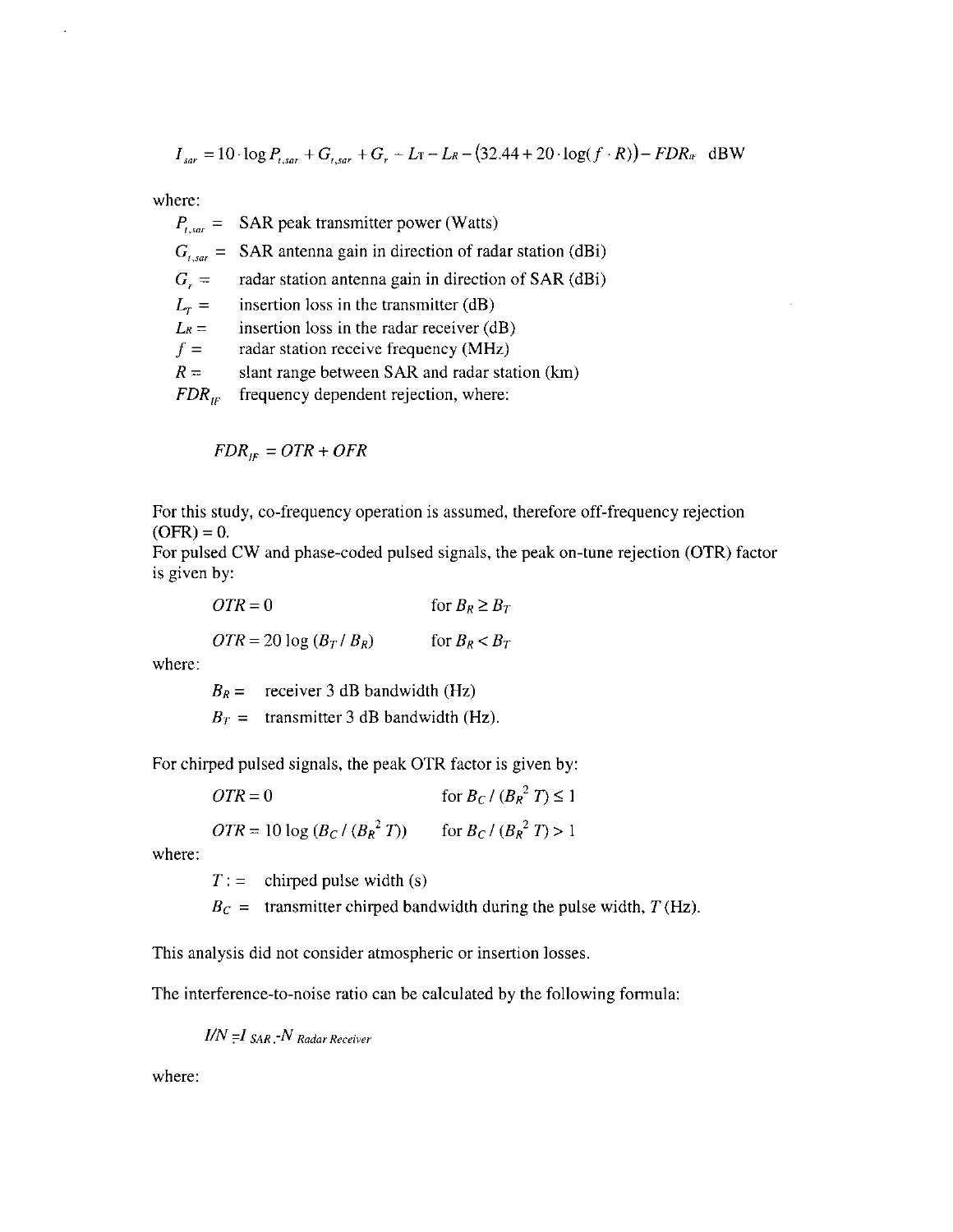$$I_{sar} = 10 \cdot \log P_{t,sar} + G_{t,sar} + G_r - L_T - L_R - (32.44 + 20 \cdot \log(f \cdot R)) - FDR_{IF} \text{ dBW}$$

where:

- $P_{t,sar}$ = SAR peak transmitter power (Watts)
- $G_{t,sar}$ = SAR antenna gain in direction of radar station (dBi)
- $G_r$ = radar station antenna gain in direction of SAR (dBi)
- $L_T$ = insertion loss in the transmitter (dB)
- $L_R$ = insertion loss in the radar receiver (dB)
- $f$ = radar station receive frequency (MHz)
- $R$ = slant range between SAR and radar station (km)
- $FDR_{IF}$ frequency dependent rejection, where:

$$FDR_{IF} = OTR + OFR$$

For this study, co-frequency operation is assumed, therefore off-frequency rejection (OFR) = 0.

For pulsed CW and phase-coded pulsed signals, the peak on-tune rejection (OTR) factor is given by:

$$OTR = 0 \qquad \text{for } B_R \geq B_T$$

$$OTR = 20 \log (B_T / B_R) \qquad \text{for } B_R < B_T$$

where:

- $B_R$ = receiver 3 dB bandwidth (Hz)
- $B_T$ = transmitter 3 dB bandwidth (Hz).

For chirped pulsed signals, the peak OTR factor is given by:

$$OTR = 0 \qquad \text{for } B_C / (B_R^2\ T) \leq 1$$

$$OTR = 10 \log (B_C / (B_R^2\ T)) \qquad \text{for } B_C / (B_R^2\ T) > 1$$

where:

- $T$ : = chirped pulse width (s)
- $B_C$ = transmitter chirped bandwidth during the pulse width, $T$ (Hz).

This analysis did not consider atmospheric or insertion losses.

The interference-to-noise ratio can be calculated by the following formula:

$$I/N = I_{SAR} - N_{Radar\ Receiver}$$

where: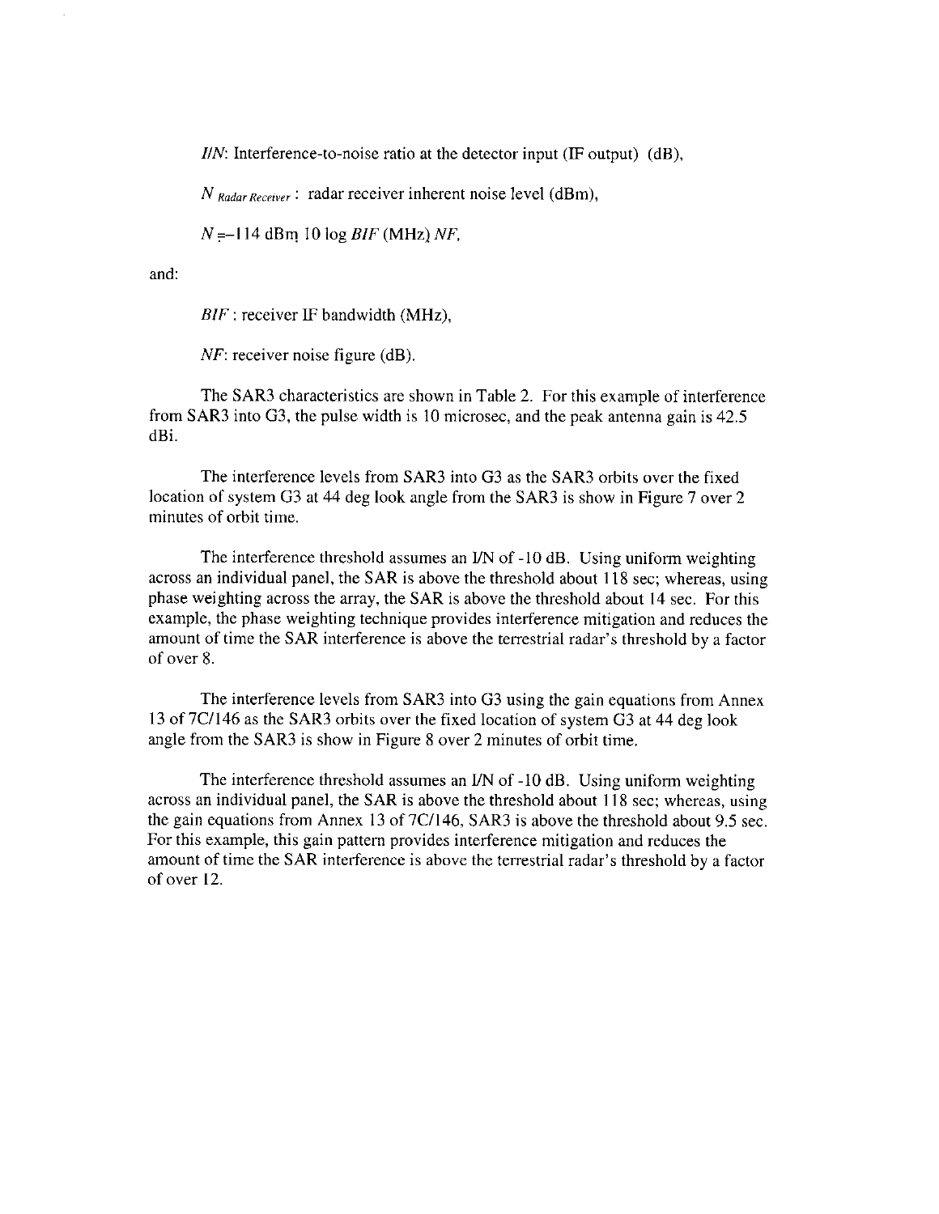$I/N$: Interference-to-noise ratio at the detector input (IF output) (dB),

$N_{Radar\,Receiver}$ : radar receiver inherent noise level (dBm),

$N = -114$ dBm $10 \log BIF$ (MHz) $NF$,

and:

$BIF$ : receiver IF bandwidth (MHz),

$NF$: receiver noise figure (dB).

The SAR3 characteristics are shown in Table 2. For this example of interference from SAR3 into G3, the pulse width is 10 microsec, and the peak antenna gain is 42.5 dBi.

The interference levels from SAR3 into G3 as the SAR3 orbits over the fixed location of system G3 at 44 deg look angle from the SAR3 is show in Figure 7 over 2 minutes of orbit time.

The interference threshold assumes an I/N of -10 dB. Using uniform weighting across an individual panel, the SAR is above the threshold about 118 sec; whereas, using phase weighting across the array, the SAR is above the threshold about 14 sec. For this example, the phase weighting technique provides interference mitigation and reduces the amount of time the SAR interference is above the terrestrial radar's threshold by a factor of over 8.

The interference levels from SAR3 into G3 using the gain equations from Annex 13 of 7C/146 as the SAR3 orbits over the fixed location of system G3 at 44 deg look angle from the SAR3 is show in Figure 8 over 2 minutes of orbit time.

The interference threshold assumes an I/N of -10 dB. Using uniform weighting across an individual panel, the SAR is above the threshold about 118 sec; whereas, using the gain equations from Annex 13 of 7C/146, SAR3 is above the threshold about 9.5 sec. For this example, this gain pattern provides interference mitigation and reduces the amount of time the SAR interference is above the terrestrial radar's threshold by a factor of over 12.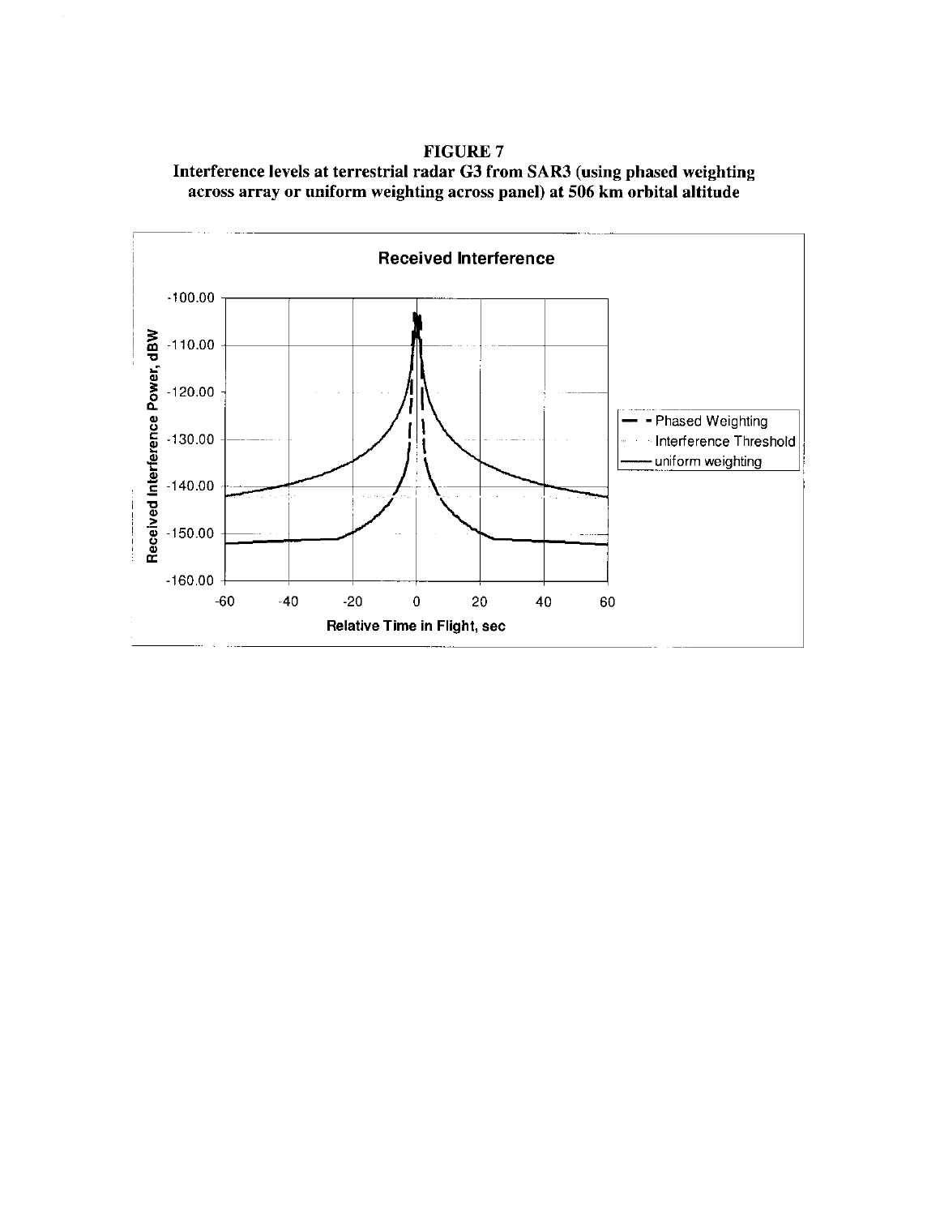**FIGURE 7**
**Interference levels at terrestrial radar G3 from SAR3 (using phased weighting across array or uniform weighting across panel) at 506 km orbital altitude**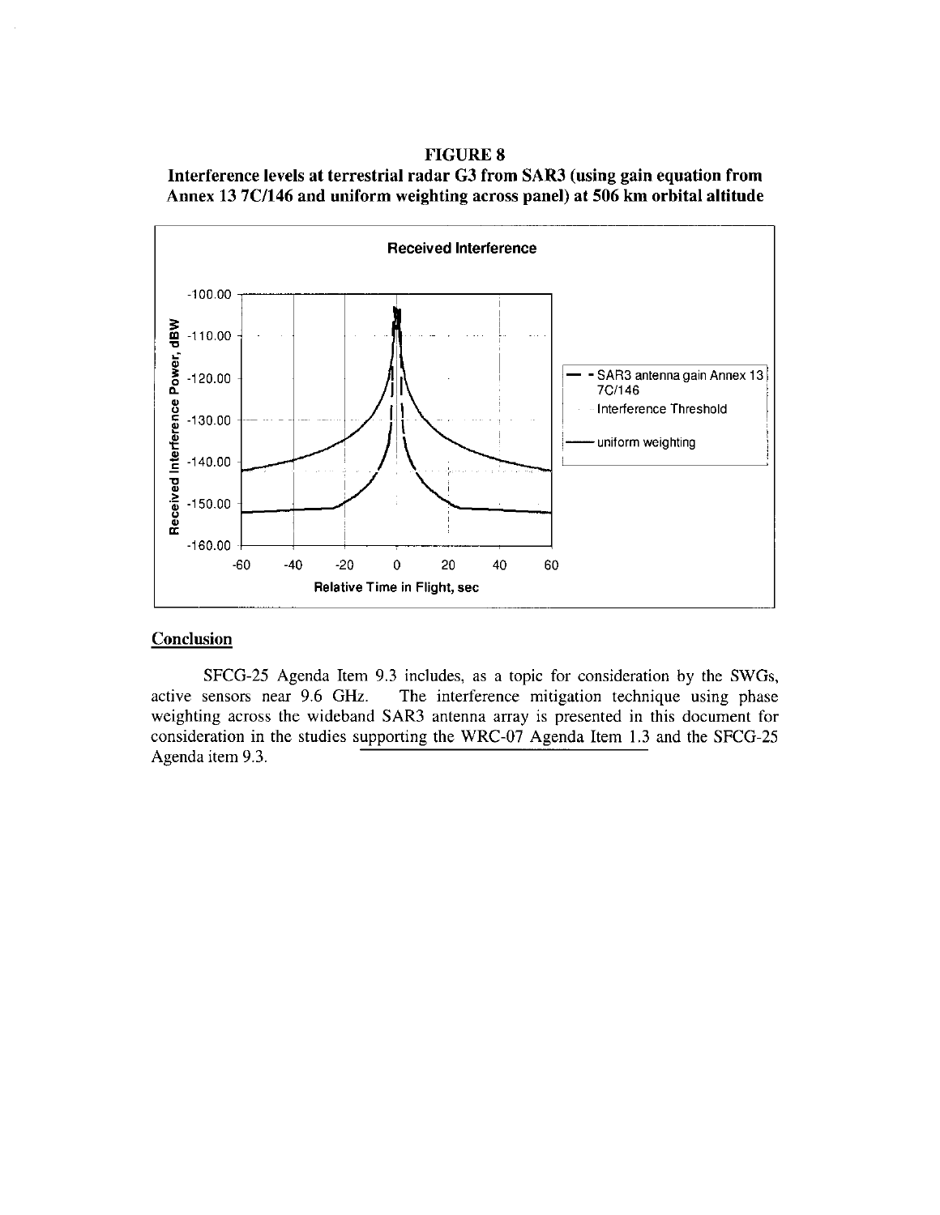**FIGURE 8**

**Interference levels at terrestrial radar G3 from SAR3 (using gain equation from Annex 13 7C/146 and uniform weighting across panel) at 506 km orbital altitude**

Received Interference

Received Interference Power, dBW

-100.00
-110.00
-120.00
-130.00
-140.00
-150.00
-160.00

-60 -40 -20 0 20 40 60

Relative Time in Flight, sec

SAR3 antenna gain Annex 13 7C/146

Interference Threshold

uniform weighting

## Conclusion

SFCG-25 Agenda Item 9.3 includes, as a topic for consideration by the SWGs, active sensors near 9.6 GHz. The interference mitigation technique using phase weighting across the wideband SAR3 antenna array is presented in this document for consideration in the studies supporting the WRC-07 Agenda Item 1.3 and the SFCG-25 Agenda item 9.3.